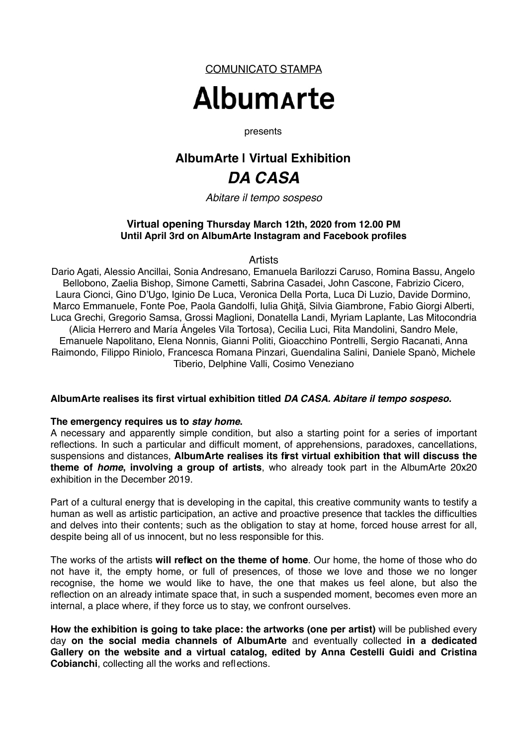COMUNICATO STAMPA

# AlbumArte

presents

## AlbumArte I Virtual Exhibition

## *DA CASA*

*Abitare il tempo sospeso*

**Virtual opening Thursday March 12th, 2020 from 12.00 PM**
**Until April 3rd on AlbumArte Instagram and Facebook profiles**

Artists

Dario Agati, Alessio Ancillai, Sonia Andresano, Emanuela Barilozzi Caruso, Romina Bassu, Angelo Bellobono, Zaelia Bishop, Simone Cametti, Sabrina Casadei, John Cascone, Fabrizio Cicero, Laura Cionci, Gino D'Ugo, Iginio De Luca, Veronica Della Porta, Luca Di Luzio, Davide Dormino, Marco Emmanuele, Fonte Poe, Paola Gandolfi, Iulia Ghiţă, Silvia Giambrone, Fabio Giorgi Alberti, Luca Grechi, Gregorio Samsa, Grossi Maglioni, Donatella Landi, Myriam Laplante, Las Mitocondria (Alicia Herrero and María Ángeles Vila Tortosa), Cecilia Luci, Rita Mandolini, Sandro Mele, Emanuele Napolitano, Elena Nonnis, Gianni Politi, Gioacchino Pontrelli, Sergio Racanati, Anna Raimondo, Filippo Riniolo, Francesca Romana Pinzari, Guendalina Salini, Daniele Spanò, Michele Tiberio, Delphine Valli, Cosimo Veneziano

**AlbumArte realises its first virtual exhibition titled *DA CASA. Abitare il tempo sospeso.***

**The emergency requires us to *stay home*.**
A necessary and apparently simple condition, but also a starting point for a series of important reflections. In such a particular and difficult moment, of apprehensions, paradoxes, cancellations, suspensions and distances, **AlbumArte realises its first virtual exhibition that will discuss the theme of *home*, involving a group of artists**, who already took part in the AlbumArte 20x20 exhibition in the December 2019.

Part of a cultural energy that is developing in the capital, this creative community wants to testify a human as well as artistic participation, an active and proactive presence that tackles the difficulties and delves into their contents; such as the obligation to stay at home, forced house arrest for all, despite being all of us innocent, but no less responsible for this.

The works of the artists **will reflect on the theme of home**. Our home, the home of those who do not have it, the empty home, or full of presences, of those we love and those we no longer recognise, the home we would like to have, the one that makes us feel alone, but also the reflection on an already intimate space that, in such a suspended moment, becomes even more an internal, a place where, if they force us to stay, we confront ourselves.

**How the exhibition is going to take place: the artworks (one per artist)** will be published every day **on the social media channels of AlbumArte** and eventually collected **in a dedicated Gallery on the website and a virtual catalog, edited by Anna Cestelli Guidi and Cristina Cobianchi**, collecting all the works and reflections.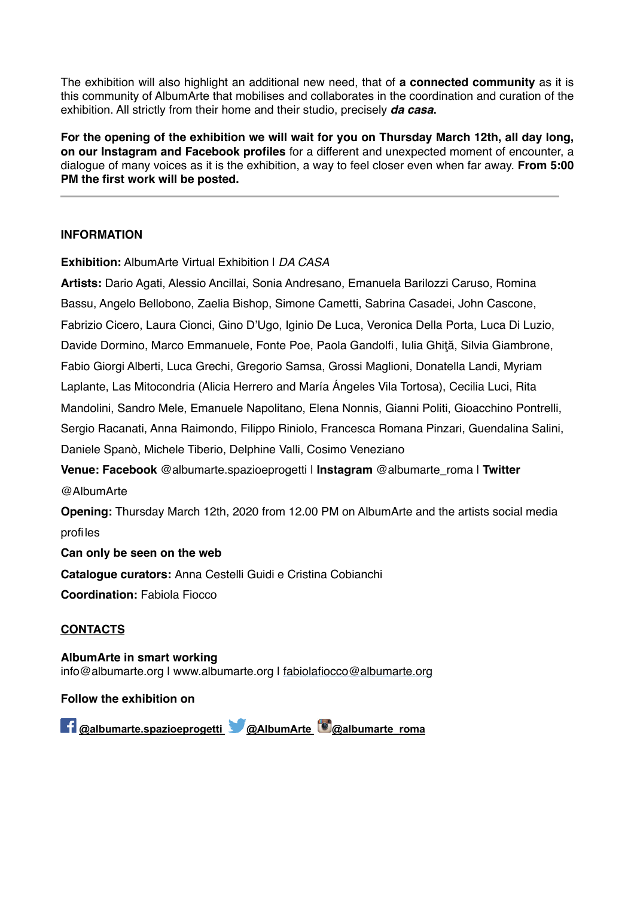The exhibition will also highlight an additional new need, that of **a connected community** as it is this community of AlbumArte that mobilises and collaborates in the coordination and curation of the exhibition. All strictly from their home and their studio, precisely ***da casa*.**

**For the opening of the exhibition we will wait for you on Thursday March 12th, all day long, on our Instagram and Facebook profiles** for a different and unexpected moment of encounter, a dialogue of many voices as it is the exhibition, a way to feel closer even when far away. **From 5:00 PM the first work will be posted.**

---

**INFORMATION**

**Exhibition:** AlbumArte Virtual Exhibition I *DA CASA*

**Artists:** Dario Agati, Alessio Ancillai, Sonia Andresano, Emanuela Barilozzi Caruso, Romina Bassu, Angelo Bellobono, Zaelia Bishop, Simone Cametti, Sabrina Casadei, John Cascone, Fabrizio Cicero, Laura Cionci, Gino D'Ugo, Iginio De Luca, Veronica Della Porta, Luca Di Luzio, Davide Dormino, Marco Emmanuele, Fonte Poe, Paola Gandolfi, Iulia Ghiţă, Silvia Giambrone, Fabio Giorgi Alberti, Luca Grechi, Gregorio Samsa, Grossi Maglioni, Donatella Landi, Myriam Laplante, Las Mitocondria (Alicia Herrero and María Ángeles Vila Tortosa), Cecilia Luci, Rita Mandolini, Sandro Mele, Emanuele Napolitano, Elena Nonnis, Gianni Politi, Gioacchino Pontrelli, Sergio Racanati, Anna Raimondo, Filippo Riniolo, Francesca Romana Pinzari, Guendalina Salini, Daniele Spanò, Michele Tiberio, Delphine Valli, Cosimo Veneziano

**Venue: Facebook** @albumarte.spazioeprogetti I **Instagram** @albumarte_roma I **Twitter** @AlbumArte

**Opening:** Thursday March 12th, 2020 from 12.00 PM on AlbumArte and the artists social media profiles

**Can only be seen on the web**

**Catalogue curators:** Anna Cestelli Guidi e Cristina Cobianchi

**Coordination:** Fabiola Fiocco

**CONTACTS**

**AlbumArte in smart working**
info@albumarte.org I www.albumarte.org I fabiolafiocco@albumarte.org

**Follow the exhibition on**

**@albumarte.spazioeprogetti** **@AlbumArte** **@albumarte_roma**